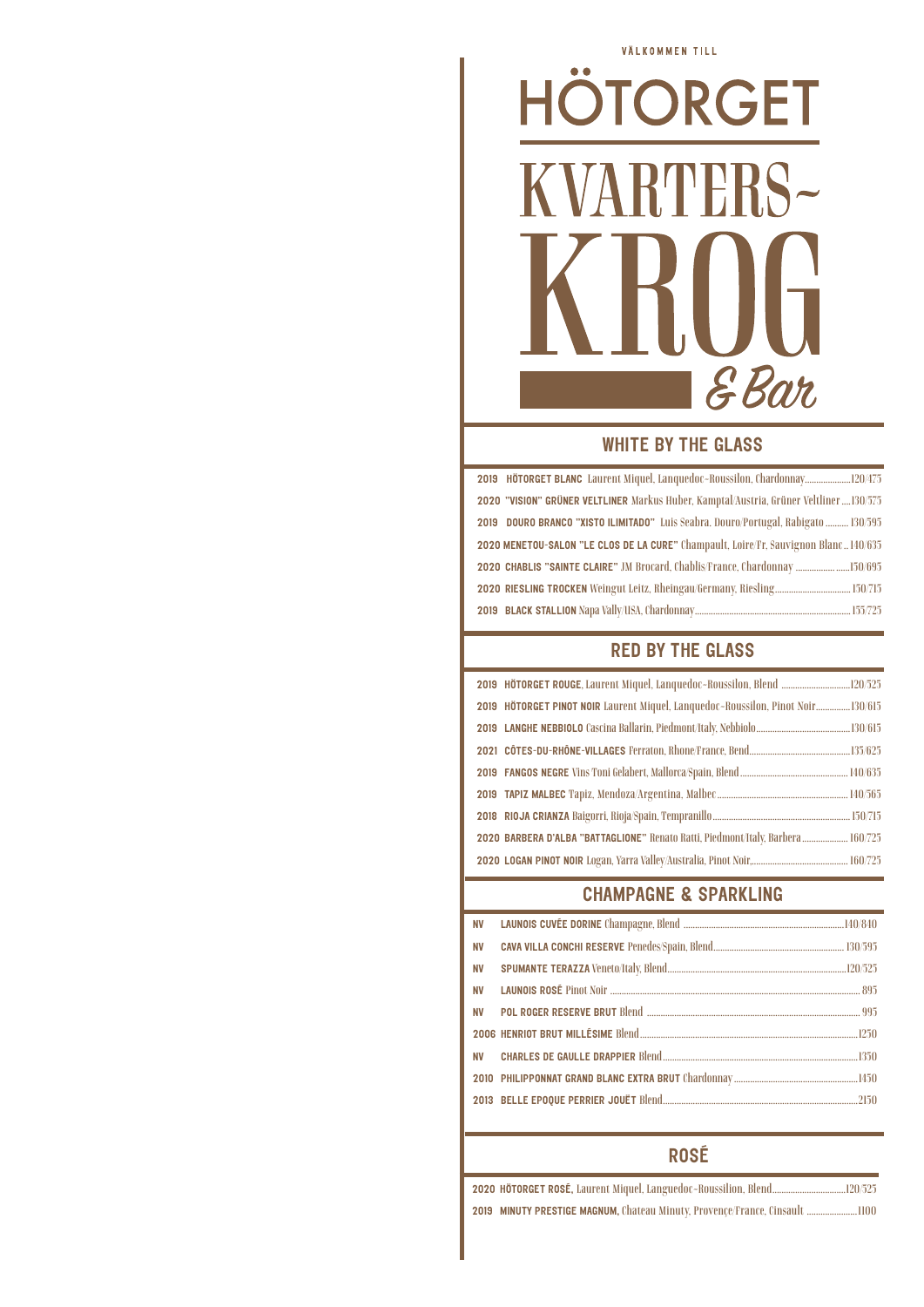VÄLKOMMEN TILL

# HÖTORGET KVARTERS~ KROG & Bar

## WHITE BY THE GLASS

2019 **HÖTORGET BLANC** Laurent Miquel, Lanquedoc-Roussilon, Chardonnay....................120/475

2020 **"VISION" GRÜNER VELTLINER** Markus Huber, Kamptal/Austria, Grüner Veltliner....130/575

2019 **DOURO BRANCO "XISTO ILIMITADO"** Luis Seabra, Douro/Portugal, Rabigato.......... 130/595

2020 **MENETOU-SALON "LE CLOS DE LA CURE"** Champault, Loire/Fr, Sauvignon Blanc..140/635

2020 **CHABLIS "SAINTE CLAIRE"** JM Brocard, Chablis/France, Chardonnay ......................150/695

2020 **RIESLING TROCKEN** Weingut Leitz, Rheingau/Germany, Riesling................................. 150/715

2019 **BLACK STALLION** Napa Vally/USA, Chardonnay.................................................................. 155/725

## RED BY THE GLASS

2019 **HÖTORGET ROUGE**, Laurent Miquel, Lanquedoc-Roussilon, Blend ...............................120/525

2019 **HÖTORGET PINOT NOIR** Laurent Miquel, Lanquedoc-Roussilon, Pinot Noir...............130/615

2019 **LANGHE NEBBIOLO** Cascina Ballarin, Piedmont/Italy, Nebbiolo..........................................130/615

2021 **CÔTES-DU-RHÔNE-VILLAGES** Ferraton, Rhone/France, Bend...............................................135/625

2019 **FANGOS NEGRE** Vins Toni Gelabert, Mallorca/Spain, Blend................................................ 140/635

2019 **TAPIZ MALBEC** Tapiz, Mendoza/Argentina, Malbec ........................................................... 140/565

2018 **RIOJA CRIANZA** Baigorri, Rioja/Spain, Tempranillo............................................................. 150/715

2020 **BARBERA D'ALBA "BATTAGLIONE"** Renato Ratti, Piedmont/Italy, Barbera .................... 160/725

2020 **LOGAN PINOT NOIR** Logan, Yarra Valley/Australia, Pinot Noir.......................................... 160/725

## CHAMPAGNE & SPARKLING

NV **LAUNOIS CUVÉE DORINE** Champagne, Blend ........................................................................140/840

NV **CAVA VILLA CONCHI RESERVE** Penedes/Spain, Blend........................................................... 130/595

NV **SPUMANTE TERAZZA** Veneto/Italy, Blend..................................................................................120/525

NV **LAUNOIS ROSÉ** Pinot Noir ............................................................................................................... 895

NV **POL ROGER RESERVE BRUT** Blend ............................................................................................. 995

2006 **HENRIOT BRUT MILLÉSIME** Blend..........................................................................................1250

NV **CHARLES DE GAULLE DRAPPIER** Blend....................................................................................1350

2010 **PHILIPPONNAT GRAND BLANC EXTRA BRUT** Chardonnay....................................................1450

2013 **BELLE EPOQUE PERRIER JOUËT** Blend.........................................................................................2150

## ROSÉ

2020 **HÖTORGET ROSÉ**, Laurent Miquel, Languedoc-Roussilion, Blend................................120/525

2019 **MINUTY PRESTIGE MAGNUM**, Chateau Minuty, Provençe/France, Cinsault ......................1100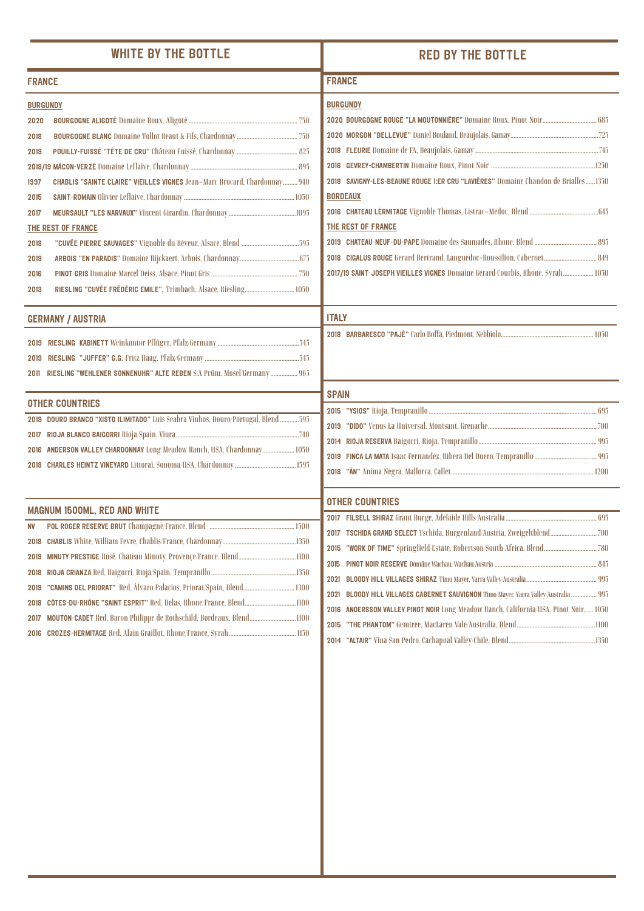## WHITE BY THE BOTTLE

### FRANCE

**BURGUNDY**

- 2020 **BOURGOGNE ALIGOTÉ** Domaine Roux, Aligoté ... 750
- 2018 **BOURGOGNE BLANC** Domaine Tollot Beaut & Fils, Chardonnay ... 750
- 2019 **POUILLY-FUISSÉ "TÊTE DE CRU"** Château Fuissé, Chardonnay ... 825
- 2018/19 **MÂCON-VERZÉ** Domaine Leflaive, Chardonnay ... 895
- 1997 **CHABLIS "SAINTE CLAIRE" VIEILLES VIGNES** Jean-Marc Brocard, Chardonnay ... 940
- 2015 **SAINT-ROMAIN** Olivier Leflaive, Chardonnay ... 1050
- 2017 **MEURSAULT "LES NARVAUX"** Vincent Girardin, Chardonnay ... 1095

**THE REST OF FRANCE**

- 2018 **"CUVÉE PIERRE SAUVAGES"** Vignoble du Rêveur, Alsace, Blend ... 595
- 2019 **ARBOIS "EN PARADIS"** Domaine Rijckaert, Arbois, Chardonnay ... 675
- 2016 **PINOT GRIS** Domaine Marcel Deiss, Alsace, Pinot Gris ... 750
- 2013 **RIESLING "CUVÉE FRÉDÉRIC EMILE"**, Trimbach, Alsace, Riesling ... 1050

### GERMANY / AUSTRIA

- 2019 **RIESLING KABINETT** Weinkontor Pflüger, Pfalz/Germany ... 545
- 2019 **RIESLING "JUFFER" G.G.** Fritz Haag, Pfalz/Germany ... 545
- 2011 **RIESLING "WEHLENER SONNENUHR" ALTE REBEN** S.A Prüm, Mosel/Germany ... 965

### OTHER COUNTRIES

- 2019 **DOURO BRANCO "XISTO ILIMITADO"** Luis Seabra Vinhos, Douro/Portugal, Blend ... 595
- 2017 **RIOJA BLANCO BAIGORRI** Rioja/Spain, Viura ... 740
- 2016 **ANDERSON VALLEY CHARDONNAY** Long Meadow Ranch, USA, Chardonnay ... 1050
- 2018 **CHARLES HEINTZ VINEYARD** Littorai, Sonoma/USA, Chardonnay ... 1595

### MAGNUM 1500ML, RED AND WHITE

- NV **POL ROGER RESERVE BRUT** Champagne/France, Blend ... 1500
- 2018 **CHABLIS** White, William Fevre, Chablis/France, Chardonnay ... 1350
- 2019 **MINUTY PRESTIGE** Rosé, Chateau Minuty, Provençe/France, Blend ... 1100
- 2018 **RIOJA CRIANZA** Red, Baigorri, Rioja/Spain, Tempranillo ... 1350
- 2019 **"CAMINS DEL PRIORAT"** Red, Álvaro Palacios, Priorat/Spain, Blend ... 1300
- 2018 **CÔTES-DU-RHÔNE "SAINT ESPRIT"** Red, Delas, Rhone/France, Blend ... 1100
- 2017 **MOUTON-CADET** Red, Baron Philippe de Rothschild, Bordeaux, Blend ... 1100
- 2016 **CROZES-HERMITAGE** Red, Alain Graillot, Rhone/France, Syrah ... 1150

## RED BY THE BOTTLE

### FRANCE

**BURGUNDY**

- 2020 **BOURGOGNE ROUGE "LA MOUTONNIÉRE"** Domaine Roux, Pinot Noir ... 685
- 2020 **MORGON "BELLEVUE"** Daniel Bouland, Beaujolais, Gamay ... 725
- 2018 **FLEURIE** Domaine de I'A, Beaujolais, Gamay ... 745
- 2016 **GEVREY-CHAMBERTIN** Domaine Roux, Pinot Noir ... 1250
- 2018 **SAVIGNY-LES-BEAUNE ROUGE 1:ER CRU "LAVIÈRES"** Domaine Chandon de Brialles ... 1350

**BORDEAUX**

- 2016 **CHATEAU LÉRMITAGE** Vignoble Thomas, Listrac-Medoc, Blend ... 645

**THE REST OF FRANCE**

- 2019 **CHATEAU-NEUF-DU-PAPE** Domaine des Saumades, Rhone, Blend ... 895
- 2018 **CIGALUS ROUGE** Gerard Bertrand, Languedoc-Roussilion, Cabernet ... 849
- 2017/19 **SAINT-JOSEPH VIEILLES VIGNES** Domaine Gerard Courbis, Rhone, Syrah ... 1050

### ITALY

- 2018 **BARBARESCO "PAJÉ"** Carlo Boffa, Piedmont, Nebbiolo ... 1050

### SPAIN

- 2015 **"YSIOS"** Rioja, Tempranillo ... 695
- 2019 **"DIDO"** Venus La Universal, Montsant, Grenache ... 700
- 2014 **RIOJA RESERVA** Baigorri, Rioja, Tempranillo ... 995
- 2019 **FINCA LA MATA** Isaac Fernandez, Ribera Del Duero, Tempranillo ... 995
- 2018 **"ÀN"** Anima Negra, Mallorca, Callet ... 1200

### OTHER COUNTRIES

- 2017 **FILSELL SHIRAZ** Grant Burge, Adelaide Hills/Australia ... 695
- 2017 **TSCHIDA GRAND SELECT** Tschida, Burgenland/Austria, Zweigeltblend ... 700
- 2015 **"WORK OF TIME"** Springfield Estate, Robertson/South Africa, Blend ... 780
- 2015 **PINOT NOIR RESERVE** Domäne Wachau, Wachau/Austria ... 845
- 2021 **BLOODY HILL VILLAGES SHIRAZ** Timo Mayer, Yarra Valley/Australia ... 995
- 2021 **BLOODY HILL VILLAGES CABERNET SAUVIGNON** Timo Mayer, Yarra Valley/Australia ... 995
- 2016 **ANDERSSON VALLEY PINOT NOIR** Long Meadow Ranch, California/USA, Pinot Noir ... 1050
- 2015 **"THE PHANTOM"** Gemtree, MacLaren Vale/Australia, Blend ... 1100
- 2014 **"ALTAIR"** Vina San Pedro, Cachapoal Valley/Chile, Blend ... 1350